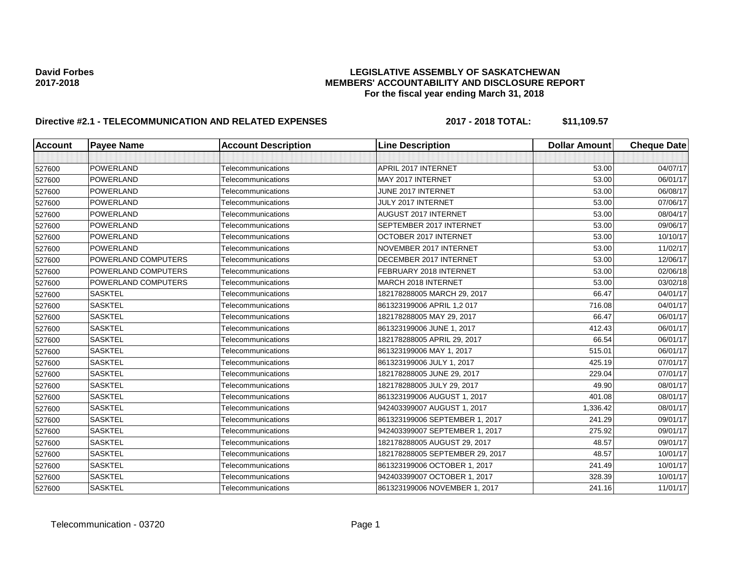**David Forbes**
**2017-2018**

**LEGISLATIVE ASSEMBLY OF SASKATCHEWAN**
**MEMBERS' ACCOUNTABILITY AND DISCLOSURE REPORT**
**For the fiscal year ending March 31, 2018**

**Directive #2.1 - TELECOMMUNICATION AND RELATED EXPENSES** **2017 - 2018 TOTAL: $11,109.57**

| Account | Payee Name | Account Description | Line Description | Dollar Amount | Cheque Date |
|---|---|---|---|---|---|
| | | | | | |
| 527600 | POWERLAND | Telecommunications | APRIL 2017 INTERNET | 53.00 | 04/07/17 |
| 527600 | POWERLAND | Telecommunications | MAY 2017 INTERNET | 53.00 | 06/01/17 |
| 527600 | POWERLAND | Telecommunications | JUNE 2017 INTERNET | 53.00 | 06/08/17 |
| 527600 | POWERLAND | Telecommunications | JULY 2017 INTERNET | 53.00 | 07/06/17 |
| 527600 | POWERLAND | Telecommunications | AUGUST 2017 INTERNET | 53.00 | 08/04/17 |
| 527600 | POWERLAND | Telecommunications | SEPTEMBER 2017 INTERNET | 53.00 | 09/06/17 |
| 527600 | POWERLAND | Telecommunications | OCTOBER 2017 INTERNET | 53.00 | 10/10/17 |
| 527600 | POWERLAND | Telecommunications | NOVEMBER 2017 INTERNET | 53.00 | 11/02/17 |
| 527600 | POWERLAND COMPUTERS | Telecommunications | DECEMBER 2017 INTERNET | 53.00 | 12/06/17 |
| 527600 | POWERLAND COMPUTERS | Telecommunications | FEBRUARY 2018 INTERNET | 53.00 | 02/06/18 |
| 527600 | POWERLAND COMPUTERS | Telecommunications | MARCH 2018 INTERNET | 53.00 | 03/02/18 |
| 527600 | SASKTEL | Telecommunications | 182178288005 MARCH 29, 2017 | 66.47 | 04/01/17 |
| 527600 | SASKTEL | Telecommunications | 861323199006 APRIL 1,2 017 | 716.08 | 04/01/17 |
| 527600 | SASKTEL | Telecommunications | 182178288005 MAY 29, 2017 | 66.47 | 06/01/17 |
| 527600 | SASKTEL | Telecommunications | 861323199006 JUNE 1, 2017 | 412.43 | 06/01/17 |
| 527600 | SASKTEL | Telecommunications | 182178288005 APRIL 29, 2017 | 66.54 | 06/01/17 |
| 527600 | SASKTEL | Telecommunications | 861323199006 MAY 1, 2017 | 515.01 | 06/01/17 |
| 527600 | SASKTEL | Telecommunications | 861323199006 JULY 1, 2017 | 425.19 | 07/01/17 |
| 527600 | SASKTEL | Telecommunications | 182178288005 JUNE 29, 2017 | 229.04 | 07/01/17 |
| 527600 | SASKTEL | Telecommunications | 182178288005 JULY 29, 2017 | 49.90 | 08/01/17 |
| 527600 | SASKTEL | Telecommunications | 861323199006 AUGUST 1, 2017 | 401.08 | 08/01/17 |
| 527600 | SASKTEL | Telecommunications | 942403399007 AUGUST 1, 2017 | 1,336.42 | 08/01/17 |
| 527600 | SASKTEL | Telecommunications | 861323199006 SEPTEMBER 1, 2017 | 241.29 | 09/01/17 |
| 527600 | SASKTEL | Telecommunications | 942403399007 SEPTEMBER 1, 2017 | 275.92 | 09/01/17 |
| 527600 | SASKTEL | Telecommunications | 182178288005 AUGUST 29, 2017 | 48.57 | 09/01/17 |
| 527600 | SASKTEL | Telecommunications | 182178288005 SEPTEMBER 29, 2017 | 48.57 | 10/01/17 |
| 527600 | SASKTEL | Telecommunications | 861323199006 OCTOBER 1, 2017 | 241.49 | 10/01/17 |
| 527600 | SASKTEL | Telecommunications | 942403399007 OCTOBER 1, 2017 | 328.39 | 10/01/17 |
| 527600 | SASKTEL | Telecommunications | 861323199006 NOVEMBER 1, 2017 | 241.16 | 11/01/17 |

Telecommunication - 03720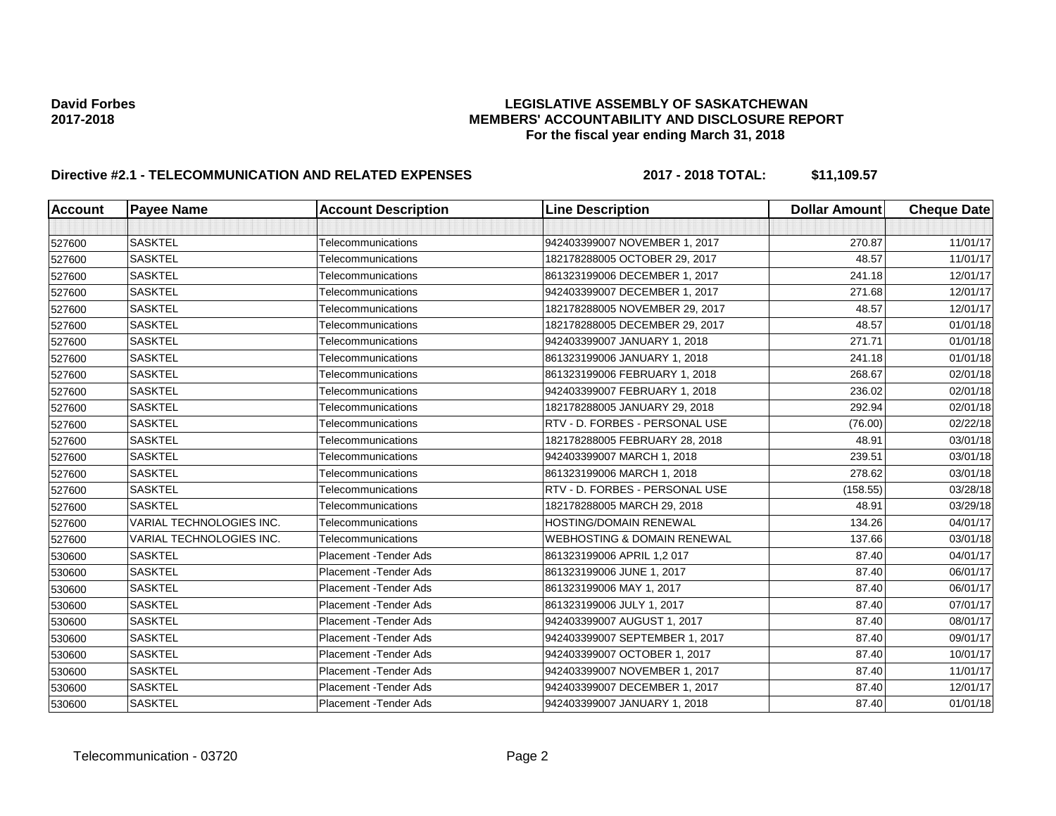**David Forbes**
**2017-2018**

**LEGISLATIVE ASSEMBLY OF SASKATCHEWAN**
**MEMBERS' ACCOUNTABILITY AND DISCLOSURE REPORT**
**For the fiscal year ending March 31, 2018**

**Directive #2.1 - TELECOMMUNICATION AND RELATED EXPENSES** **2017 - 2018 TOTAL: $11,109.57**

| Account | Payee Name | Account Description | Line Description | Dollar Amount | Cheque Date |
|---|---|---|---|---|---|
| | | | | | |
| 527600 | SASKTEL | Telecommunications | 942403399007 NOVEMBER 1, 2017 | 270.87 | 11/01/17 |
| 527600 | SASKTEL | Telecommunications | 182178288005 OCTOBER 29, 2017 | 48.57 | 11/01/17 |
| 527600 | SASKTEL | Telecommunications | 861323199006 DECEMBER 1, 2017 | 241.18 | 12/01/17 |
| 527600 | SASKTEL | Telecommunications | 942403399007 DECEMBER 1, 2017 | 271.68 | 12/01/17 |
| 527600 | SASKTEL | Telecommunications | 182178288005 NOVEMBER 29, 2017 | 48.57 | 12/01/17 |
| 527600 | SASKTEL | Telecommunications | 182178288005 DECEMBER 29, 2017 | 48.57 | 01/01/18 |
| 527600 | SASKTEL | Telecommunications | 942403399007 JANUARY 1, 2018 | 271.71 | 01/01/18 |
| 527600 | SASKTEL | Telecommunications | 861323199006 JANUARY 1, 2018 | 241.18 | 01/01/18 |
| 527600 | SASKTEL | Telecommunications | 861323199006 FEBRUARY 1, 2018 | 268.67 | 02/01/18 |
| 527600 | SASKTEL | Telecommunications | 942403399007 FEBRUARY 1, 2018 | 236.02 | 02/01/18 |
| 527600 | SASKTEL | Telecommunications | 182178288005 JANUARY 29, 2018 | 292.94 | 02/01/18 |
| 527600 | SASKTEL | Telecommunications | RTV - D. FORBES - PERSONAL USE | (76.00) | 02/22/18 |
| 527600 | SASKTEL | Telecommunications | 182178288005 FEBRUARY 28, 2018 | 48.91 | 03/01/18 |
| 527600 | SASKTEL | Telecommunications | 942403399007 MARCH 1, 2018 | 239.51 | 03/01/18 |
| 527600 | SASKTEL | Telecommunications | 861323199006 MARCH 1, 2018 | 278.62 | 03/01/18 |
| 527600 | SASKTEL | Telecommunications | RTV - D. FORBES - PERSONAL USE | (158.55) | 03/28/18 |
| 527600 | SASKTEL | Telecommunications | 182178288005 MARCH 29, 2018 | 48.91 | 03/29/18 |
| 527600 | VARIAL TECHNOLOGIES INC. | Telecommunications | HOSTING/DOMAIN RENEWAL | 134.26 | 04/01/17 |
| 527600 | VARIAL TECHNOLOGIES INC. | Telecommunications | WEBHOSTING & DOMAIN RENEWAL | 137.66 | 03/01/18 |
| 530600 | SASKTEL | Placement -Tender Ads | 861323199006 APRIL 1,2 017 | 87.40 | 04/01/17 |
| 530600 | SASKTEL | Placement -Tender Ads | 861323199006 JUNE 1, 2017 | 87.40 | 06/01/17 |
| 530600 | SASKTEL | Placement -Tender Ads | 861323199006 MAY 1, 2017 | 87.40 | 06/01/17 |
| 530600 | SASKTEL | Placement -Tender Ads | 861323199006 JULY 1, 2017 | 87.40 | 07/01/17 |
| 530600 | SASKTEL | Placement -Tender Ads | 942403399007 AUGUST 1, 2017 | 87.40 | 08/01/17 |
| 530600 | SASKTEL | Placement -Tender Ads | 942403399007 SEPTEMBER 1, 2017 | 87.40 | 09/01/17 |
| 530600 | SASKTEL | Placement -Tender Ads | 942403399007 OCTOBER 1, 2017 | 87.40 | 10/01/17 |
| 530600 | SASKTEL | Placement -Tender Ads | 942403399007 NOVEMBER 1, 2017 | 87.40 | 11/01/17 |
| 530600 | SASKTEL | Placement -Tender Ads | 942403399007 DECEMBER 1, 2017 | 87.40 | 12/01/17 |
| 530600 | SASKTEL | Placement -Tender Ads | 942403399007 JANUARY 1, 2018 | 87.40 | 01/01/18 |

Telecommunication - 03720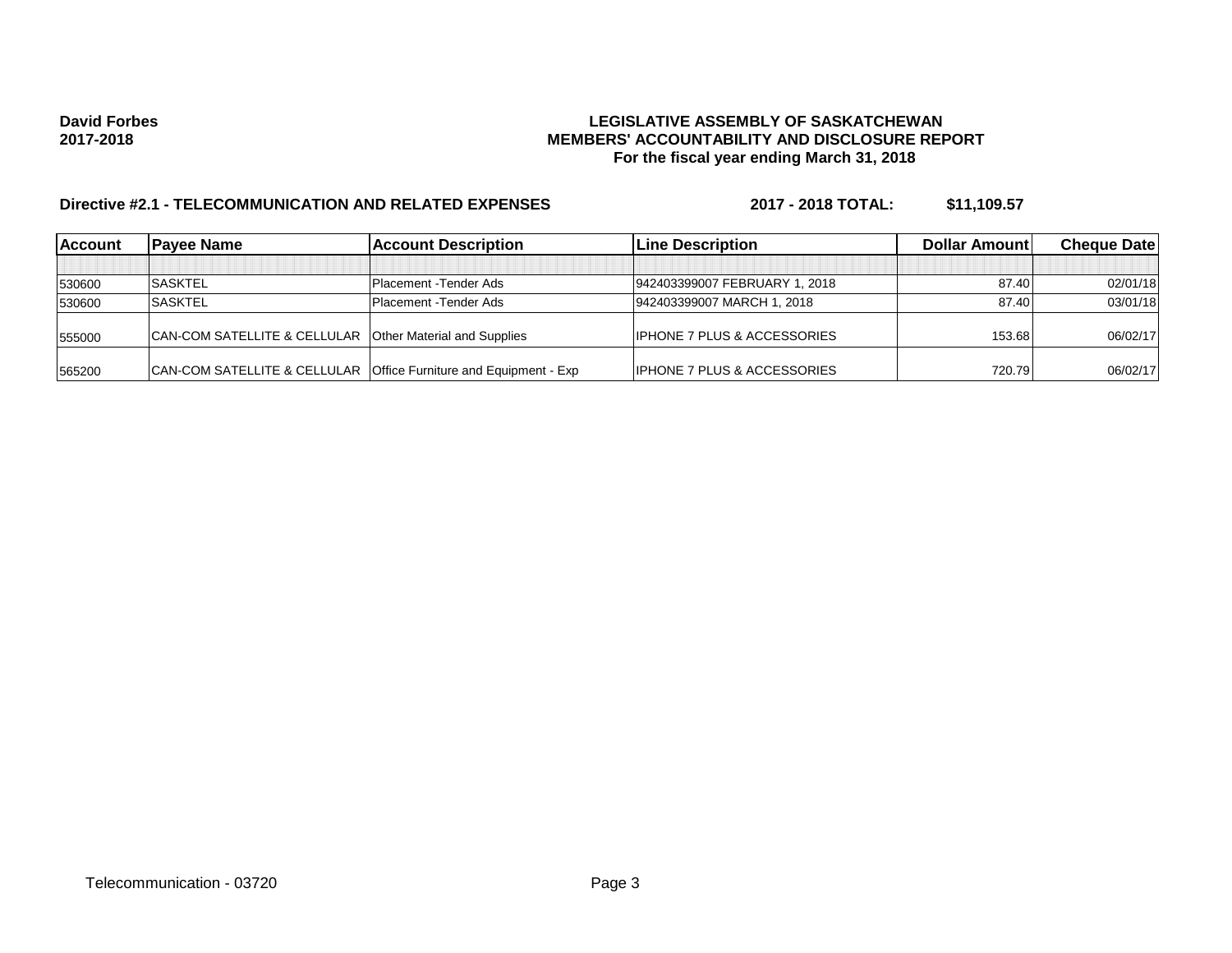**David Forbes**
**2017-2018**

**LEGISLATIVE ASSEMBLY OF SASKATCHEWAN**
**MEMBERS' ACCOUNTABILITY AND DISCLOSURE REPORT**
**For the fiscal year ending March 31, 2018**

**Directive #2.1 - TELECOMMUNICATION AND RELATED EXPENSES** **2017 - 2018 TOTAL: $11,109.57**

| Account | Payee Name | Account Description | Line Description | Dollar Amount | Cheque Date |
|---|---|---|---|---|---|
| | | | | | |
| 530600 | SASKTEL | Placement -Tender Ads | 942403399007 FEBRUARY 1, 2018 | 87.40 | 02/01/18 |
| 530600 | SASKTEL | Placement -Tender Ads | 942403399007 MARCH 1, 2018 | 87.40 | 03/01/18 |
| 555000 | CAN-COM SATELLITE & CELLULAR | Other Material and Supplies | IPHONE 7 PLUS & ACCESSORIES | 153.68 | 06/02/17 |
| 565200 | CAN-COM SATELLITE & CELLULAR | Office Furniture and Equipment - Exp | IPHONE 7 PLUS & ACCESSORIES | 720.79 | 06/02/17 |

Telecommunication - 03720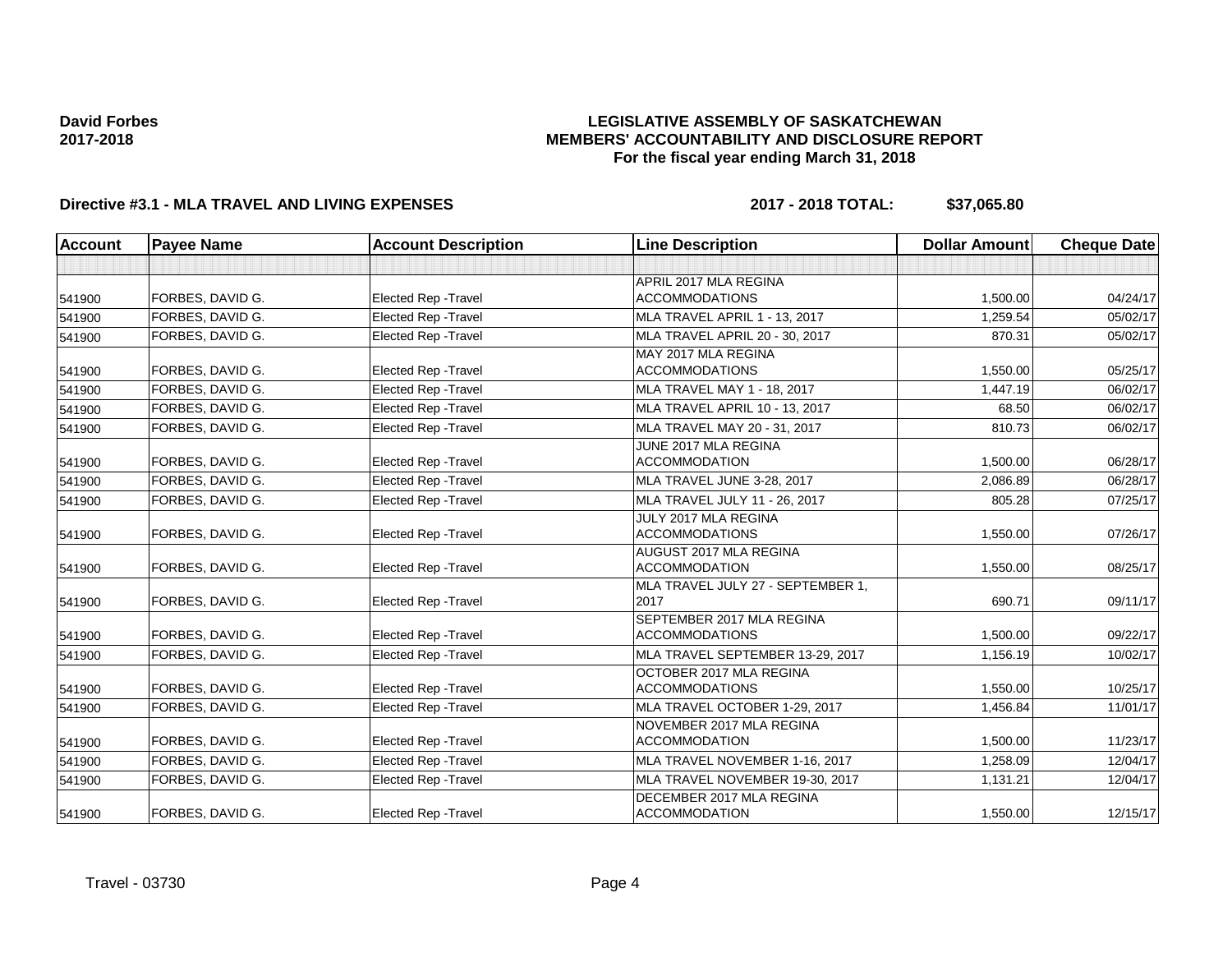**David Forbes**
**2017-2018**

# LEGISLATIVE ASSEMBLY OF SASKATCHEWAN
## MEMBERS' ACCOUNTABILITY AND DISCLOSURE REPORT
### For the fiscal year ending March 31, 2018

**Directive #3.1 - MLA TRAVEL AND LIVING EXPENSES** **2017 - 2018 TOTAL: $37,065.80**

| Account | Payee Name | Account Description | Line Description | Dollar Amount | Cheque Date |
|---|---|---|---|---|---|
| | | | | | |
| 541900 | FORBES, DAVID G. | Elected Rep -Travel | APRIL 2017 MLA REGINA ACCOMMODATIONS | 1,500.00 | 04/24/17 |
| 541900 | FORBES, DAVID G. | Elected Rep -Travel | MLA TRAVEL APRIL 1 - 13, 2017 | 1,259.54 | 05/02/17 |
| 541900 | FORBES, DAVID G. | Elected Rep -Travel | MLA TRAVEL APRIL 20 - 30, 2017 | 870.31 | 05/02/17 |
| 541900 | FORBES, DAVID G. | Elected Rep -Travel | MAY 2017 MLA REGINA ACCOMMODATIONS | 1,550.00 | 05/25/17 |
| 541900 | FORBES, DAVID G. | Elected Rep -Travel | MLA TRAVEL MAY 1 - 18, 2017 | 1,447.19 | 06/02/17 |
| 541900 | FORBES, DAVID G. | Elected Rep -Travel | MLA TRAVEL APRIL 10 - 13, 2017 | 68.50 | 06/02/17 |
| 541900 | FORBES, DAVID G. | Elected Rep -Travel | MLA TRAVEL MAY 20 - 31, 2017 | 810.73 | 06/02/17 |
| 541900 | FORBES, DAVID G. | Elected Rep -Travel | JUNE 2017 MLA REGINA ACCOMMODATION | 1,500.00 | 06/28/17 |
| 541900 | FORBES, DAVID G. | Elected Rep -Travel | MLA TRAVEL JUNE 3-28, 2017 | 2,086.89 | 06/28/17 |
| 541900 | FORBES, DAVID G. | Elected Rep -Travel | MLA TRAVEL JULY 11 - 26, 2017 | 805.28 | 07/25/17 |
| 541900 | FORBES, DAVID G. | Elected Rep -Travel | JULY 2017 MLA REGINA ACCOMMODATIONS | 1,550.00 | 07/26/17 |
| 541900 | FORBES, DAVID G. | Elected Rep -Travel | AUGUST 2017 MLA REGINA ACCOMMODATION | 1,550.00 | 08/25/17 |
| 541900 | FORBES, DAVID G. | Elected Rep -Travel | MLA TRAVEL JULY 27 - SEPTEMBER 1, 2017 | 690.71 | 09/11/17 |
| 541900 | FORBES, DAVID G. | Elected Rep -Travel | SEPTEMBER 2017 MLA REGINA ACCOMMODATIONS | 1,500.00 | 09/22/17 |
| 541900 | FORBES, DAVID G. | Elected Rep -Travel | MLA TRAVEL SEPTEMBER 13-29, 2017 | 1,156.19 | 10/02/17 |
| 541900 | FORBES, DAVID G. | Elected Rep -Travel | OCTOBER 2017 MLA REGINA ACCOMMODATIONS | 1,550.00 | 10/25/17 |
| 541900 | FORBES, DAVID G. | Elected Rep -Travel | MLA TRAVEL OCTOBER 1-29, 2017 | 1,456.84 | 11/01/17 |
| 541900 | FORBES, DAVID G. | Elected Rep -Travel | NOVEMBER 2017 MLA REGINA ACCOMMODATION | 1,500.00 | 11/23/17 |
| 541900 | FORBES, DAVID G. | Elected Rep -Travel | MLA TRAVEL NOVEMBER 1-16, 2017 | 1,258.09 | 12/04/17 |
| 541900 | FORBES, DAVID G. | Elected Rep -Travel | MLA TRAVEL NOVEMBER 19-30, 2017 | 1,131.21 | 12/04/17 |
| 541900 | FORBES, DAVID G. | Elected Rep -Travel | DECEMBER 2017 MLA REGINA ACCOMMODATION | 1,550.00 | 12/15/17 |

Travel - 03730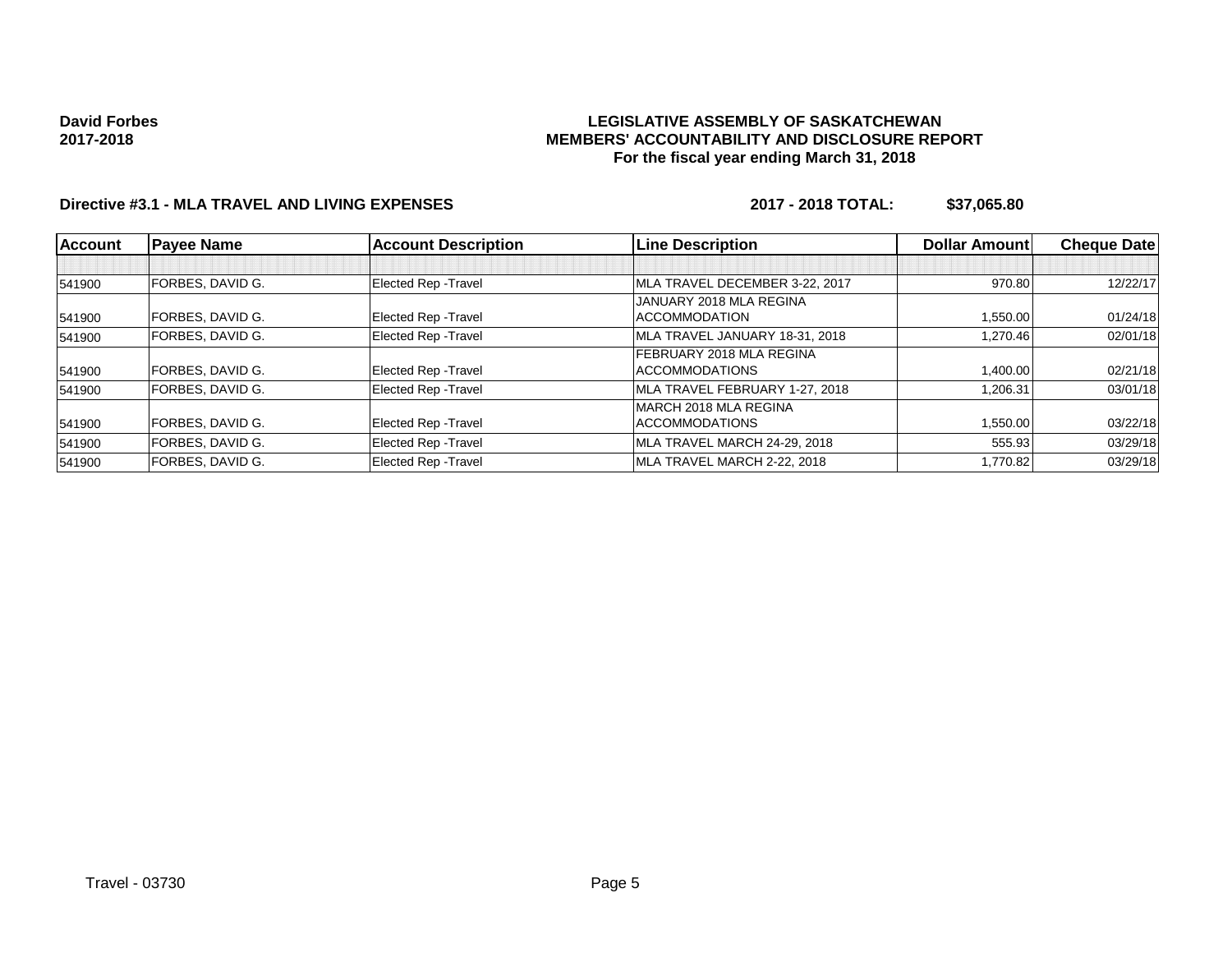**David Forbes**
**2017-2018**

**LEGISLATIVE ASSEMBLY OF SASKATCHEWAN**
**MEMBERS' ACCOUNTABILITY AND DISCLOSURE REPORT**
**For the fiscal year ending March 31, 2018**

**Directive #3.1 - MLA TRAVEL AND LIVING EXPENSES** **2017 - 2018 TOTAL: $37,065.80**

| Account | Payee Name | Account Description | Line Description | Dollar Amount | Cheque Date |
|---|---|---|---|---|---|
| | | | | | |
| 541900 | FORBES, DAVID G. | Elected Rep -Travel | MLA TRAVEL DECEMBER 3-22, 2017 | 970.80 | 12/22/17 |
| 541900 | FORBES, DAVID G. | Elected Rep -Travel | JANUARY 2018 MLA REGINA ACCOMMODATION | 1,550.00 | 01/24/18 |
| 541900 | FORBES, DAVID G. | Elected Rep -Travel | MLA TRAVEL JANUARY 18-31, 2018 | 1,270.46 | 02/01/18 |
| 541900 | FORBES, DAVID G. | Elected Rep -Travel | FEBRUARY 2018 MLA REGINA ACCOMMODATIONS | 1,400.00 | 02/21/18 |
| 541900 | FORBES, DAVID G. | Elected Rep -Travel | MLA TRAVEL FEBRUARY 1-27, 2018 | 1,206.31 | 03/01/18 |
| 541900 | FORBES, DAVID G. | Elected Rep -Travel | MARCH 2018 MLA REGINA ACCOMMODATIONS | 1,550.00 | 03/22/18 |
| 541900 | FORBES, DAVID G. | Elected Rep -Travel | MLA TRAVEL MARCH 24-29, 2018 | 555.93 | 03/29/18 |
| 541900 | FORBES, DAVID G. | Elected Rep -Travel | MLA TRAVEL MARCH 2-22, 2018 | 1,770.82 | 03/29/18 |

Travel - 03730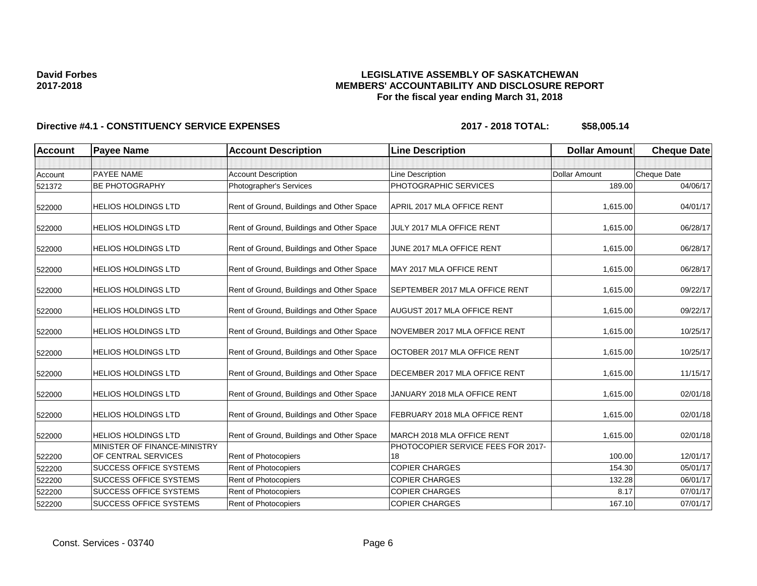**David Forbes**
**2017-2018**

**LEGISLATIVE ASSEMBLY OF SASKATCHEWAN**
**MEMBERS' ACCOUNTABILITY AND DISCLOSURE REPORT**
**For the fiscal year ending March 31, 2018**

**Directive #4.1 - CONSTITUENCY SERVICE EXPENSES** **2017 - 2018 TOTAL: $58,005.14**

| Account | Payee Name | Account Description | Line Description | Dollar Amount | Cheque Date |
|---|---|---|---|---|---|
| Account | PAYEE NAME | Account Description | Line Description | Dollar Amount | Cheque Date |
| 521372 | BE PHOTOGRAPHY | Photographer's Services | PHOTOGRAPHIC SERVICES | 189.00 | 04/06/17 |
| 522000 | HELIOS HOLDINGS LTD | Rent of Ground, Buildings and Other Space | APRIL 2017 MLA OFFICE RENT | 1,615.00 | 04/01/17 |
| 522000 | HELIOS HOLDINGS LTD | Rent of Ground, Buildings and Other Space | JULY 2017 MLA OFFICE RENT | 1,615.00 | 06/28/17 |
| 522000 | HELIOS HOLDINGS LTD | Rent of Ground, Buildings and Other Space | JUNE 2017 MLA OFFICE RENT | 1,615.00 | 06/28/17 |
| 522000 | HELIOS HOLDINGS LTD | Rent of Ground, Buildings and Other Space | MAY 2017 MLA OFFICE RENT | 1,615.00 | 06/28/17 |
| 522000 | HELIOS HOLDINGS LTD | Rent of Ground, Buildings and Other Space | SEPTEMBER 2017 MLA OFFICE RENT | 1,615.00 | 09/22/17 |
| 522000 | HELIOS HOLDINGS LTD | Rent of Ground, Buildings and Other Space | AUGUST 2017 MLA OFFICE RENT | 1,615.00 | 09/22/17 |
| 522000 | HELIOS HOLDINGS LTD | Rent of Ground, Buildings and Other Space | NOVEMBER 2017 MLA OFFICE RENT | 1,615.00 | 10/25/17 |
| 522000 | HELIOS HOLDINGS LTD | Rent of Ground, Buildings and Other Space | OCTOBER 2017 MLA OFFICE RENT | 1,615.00 | 10/25/17 |
| 522000 | HELIOS HOLDINGS LTD | Rent of Ground, Buildings and Other Space | DECEMBER 2017 MLA OFFICE RENT | 1,615.00 | 11/15/17 |
| 522000 | HELIOS HOLDINGS LTD | Rent of Ground, Buildings and Other Space | JANUARY 2018 MLA OFFICE RENT | 1,615.00 | 02/01/18 |
| 522000 | HELIOS HOLDINGS LTD | Rent of Ground, Buildings and Other Space | FEBRUARY 2018 MLA OFFICE RENT | 1,615.00 | 02/01/18 |
| 522000 | HELIOS HOLDINGS LTD | Rent of Ground, Buildings and Other Space | MARCH 2018 MLA OFFICE RENT | 1,615.00 | 02/01/18 |
| 522200 | MINISTER OF FINANCE-MINISTRY OF CENTRAL SERVICES | Rent of Photocopiers | PHOTOCOPIER SERVICE FEES FOR 2017-18 | 100.00 | 12/01/17 |
| 522200 | SUCCESS OFFICE SYSTEMS | Rent of Photocopiers | COPIER CHARGES | 154.30 | 05/01/17 |
| 522200 | SUCCESS OFFICE SYSTEMS | Rent of Photocopiers | COPIER CHARGES | 132.28 | 06/01/17 |
| 522200 | SUCCESS OFFICE SYSTEMS | Rent of Photocopiers | COPIER CHARGES | 8.17 | 07/01/17 |
| 522200 | SUCCESS OFFICE SYSTEMS | Rent of Photocopiers | COPIER CHARGES | 167.10 | 07/01/17 |

Const. Services - 03740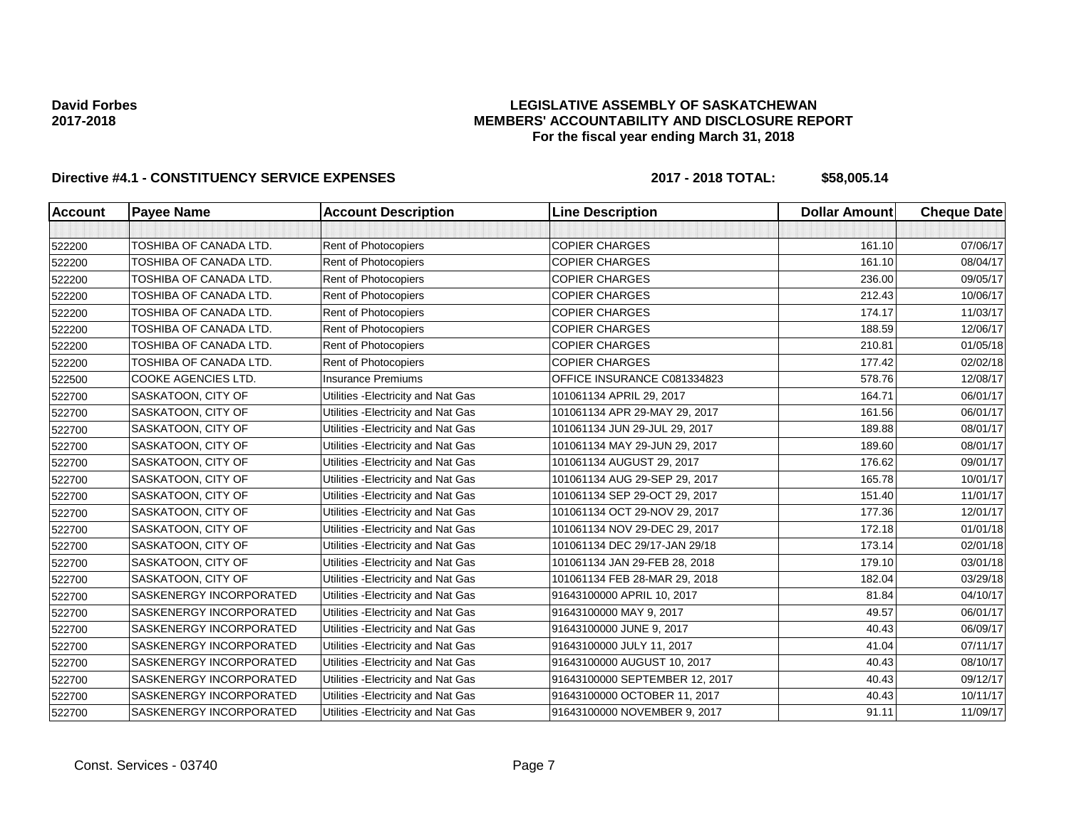**David Forbes**
**2017-2018**

**LEGISLATIVE ASSEMBLY OF SASKATCHEWAN**
**MEMBERS' ACCOUNTABILITY AND DISCLOSURE REPORT**
**For the fiscal year ending March 31, 2018**

**Directive #4.1 - CONSTITUENCY SERVICE EXPENSES** **2017 - 2018 TOTAL: $58,005.14**

| Account | Payee Name | Account Description | Line Description | Dollar Amount | Cheque Date |
|---|---|---|---|---|---|
| | | | | | |
| 522200 | TOSHIBA OF CANADA LTD. | Rent of Photocopiers | COPIER CHARGES | 161.10 | 07/06/17 |
| 522200 | TOSHIBA OF CANADA LTD. | Rent of Photocopiers | COPIER CHARGES | 161.10 | 08/04/17 |
| 522200 | TOSHIBA OF CANADA LTD. | Rent of Photocopiers | COPIER CHARGES | 236.00 | 09/05/17 |
| 522200 | TOSHIBA OF CANADA LTD. | Rent of Photocopiers | COPIER CHARGES | 212.43 | 10/06/17 |
| 522200 | TOSHIBA OF CANADA LTD. | Rent of Photocopiers | COPIER CHARGES | 174.17 | 11/03/17 |
| 522200 | TOSHIBA OF CANADA LTD. | Rent of Photocopiers | COPIER CHARGES | 188.59 | 12/06/17 |
| 522200 | TOSHIBA OF CANADA LTD. | Rent of Photocopiers | COPIER CHARGES | 210.81 | 01/05/18 |
| 522200 | TOSHIBA OF CANADA LTD. | Rent of Photocopiers | COPIER CHARGES | 177.42 | 02/02/18 |
| 522500 | COOKE AGENCIES LTD. | Insurance Premiums | OFFICE INSURANCE C081334823 | 578.76 | 12/08/17 |
| 522700 | SASKATOON, CITY OF | Utilities -Electricity and Nat Gas | 101061134 APRIL 29, 2017 | 164.71 | 06/01/17 |
| 522700 | SASKATOON, CITY OF | Utilities -Electricity and Nat Gas | 101061134 APR 29-MAY 29, 2017 | 161.56 | 06/01/17 |
| 522700 | SASKATOON, CITY OF | Utilities -Electricity and Nat Gas | 101061134 JUN 29-JUL 29, 2017 | 189.88 | 08/01/17 |
| 522700 | SASKATOON, CITY OF | Utilities -Electricity and Nat Gas | 101061134 MAY 29-JUN 29, 2017 | 189.60 | 08/01/17 |
| 522700 | SASKATOON, CITY OF | Utilities -Electricity and Nat Gas | 101061134 AUGUST 29, 2017 | 176.62 | 09/01/17 |
| 522700 | SASKATOON, CITY OF | Utilities -Electricity and Nat Gas | 101061134 AUG 29-SEP 29, 2017 | 165.78 | 10/01/17 |
| 522700 | SASKATOON, CITY OF | Utilities -Electricity and Nat Gas | 101061134 SEP 29-OCT 29, 2017 | 151.40 | 11/01/17 |
| 522700 | SASKATOON, CITY OF | Utilities -Electricity and Nat Gas | 101061134 OCT 29-NOV 29, 2017 | 177.36 | 12/01/17 |
| 522700 | SASKATOON, CITY OF | Utilities -Electricity and Nat Gas | 101061134 NOV 29-DEC 29, 2017 | 172.18 | 01/01/18 |
| 522700 | SASKATOON, CITY OF | Utilities -Electricity and Nat Gas | 101061134 DEC 29/17-JAN 29/18 | 173.14 | 02/01/18 |
| 522700 | SASKATOON, CITY OF | Utilities -Electricity and Nat Gas | 101061134 JAN 29-FEB 28, 2018 | 179.10 | 03/01/18 |
| 522700 | SASKATOON, CITY OF | Utilities -Electricity and Nat Gas | 101061134 FEB 28-MAR 29, 2018 | 182.04 | 03/29/18 |
| 522700 | SASKENERGY INCORPORATED | Utilities -Electricity and Nat Gas | 91643100000 APRIL 10, 2017 | 81.84 | 04/10/17 |
| 522700 | SASKENERGY INCORPORATED | Utilities -Electricity and Nat Gas | 91643100000 MAY 9, 2017 | 49.57 | 06/01/17 |
| 522700 | SASKENERGY INCORPORATED | Utilities -Electricity and Nat Gas | 91643100000 JUNE 9, 2017 | 40.43 | 06/09/17 |
| 522700 | SASKENERGY INCORPORATED | Utilities -Electricity and Nat Gas | 91643100000 JULY 11, 2017 | 41.04 | 07/11/17 |
| 522700 | SASKENERGY INCORPORATED | Utilities -Electricity and Nat Gas | 91643100000 AUGUST 10, 2017 | 40.43 | 08/10/17 |
| 522700 | SASKENERGY INCORPORATED | Utilities -Electricity and Nat Gas | 91643100000 SEPTEMBER 12, 2017 | 40.43 | 09/12/17 |
| 522700 | SASKENERGY INCORPORATED | Utilities -Electricity and Nat Gas | 91643100000 OCTOBER 11, 2017 | 40.43 | 10/11/17 |
| 522700 | SASKENERGY INCORPORATED | Utilities -Electricity and Nat Gas | 91643100000 NOVEMBER 9, 2017 | 91.11 | 11/09/17 |

Const. Services - 03740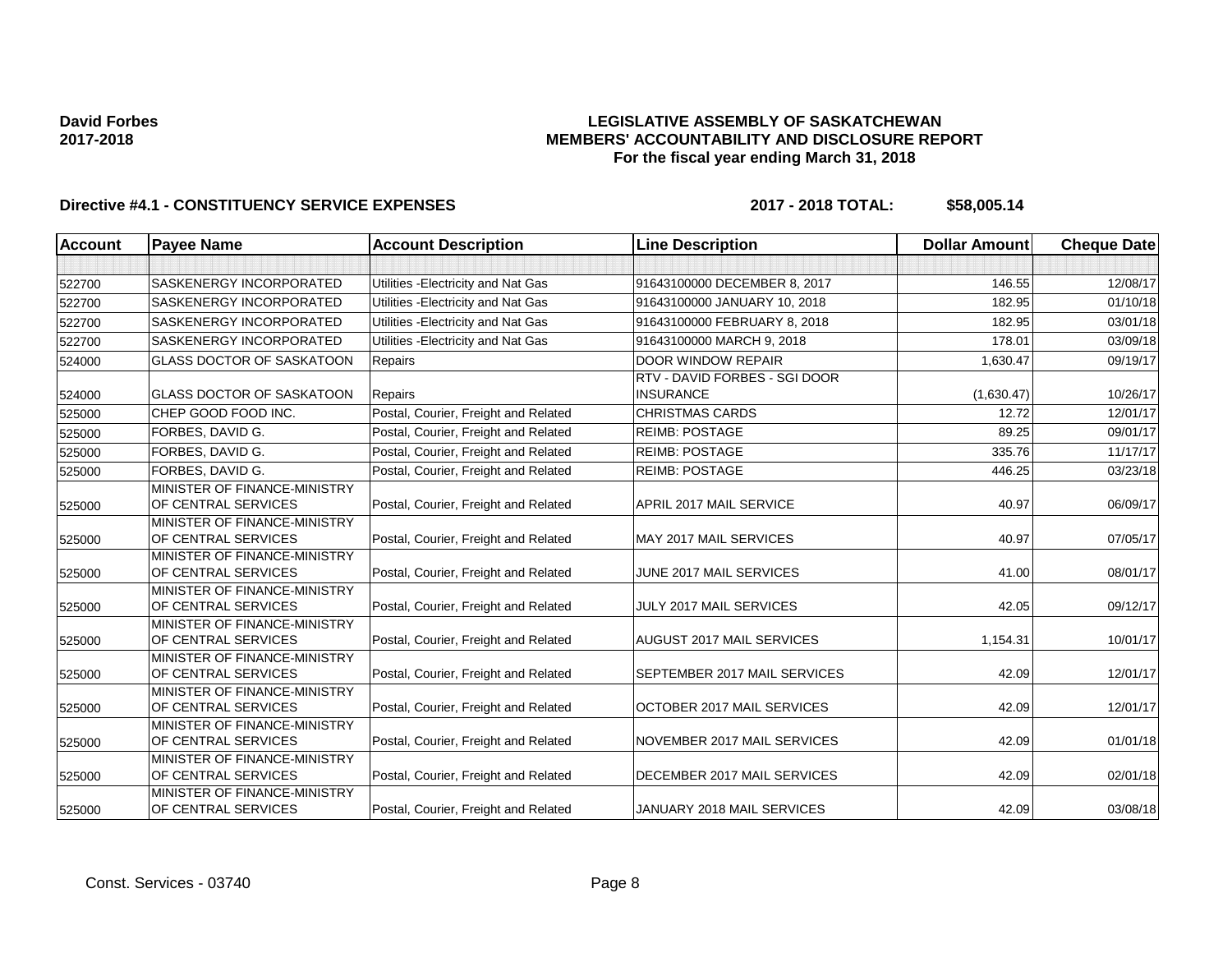**David Forbes**
**2017-2018**

## LEGISLATIVE ASSEMBLY OF SASKATCHEWAN
## MEMBERS' ACCOUNTABILITY AND DISCLOSURE REPORT
### For the fiscal year ending March 31, 2018

**Directive #4.1 - CONSTITUENCY SERVICE EXPENSES** **2017 - 2018 TOTAL: $58,005.14**

| Account | Payee Name | Account Description | Line Description | Dollar Amount | Cheque Date |
|---|---|---|---|---|---|
| 522700 | SASKENERGY INCORPORATED | Utilities -Electricity and Nat Gas | 91643100000 DECEMBER 8, 2017 | 146.55 | 12/08/17 |
| 522700 | SASKENERGY INCORPORATED | Utilities -Electricity and Nat Gas | 91643100000 JANUARY 10, 2018 | 182.95 | 01/10/18 |
| 522700 | SASKENERGY INCORPORATED | Utilities -Electricity and Nat Gas | 91643100000 FEBRUARY 8, 2018 | 182.95 | 03/01/18 |
| 522700 | SASKENERGY INCORPORATED | Utilities -Electricity and Nat Gas | 91643100000 MARCH 9, 2018 | 178.01 | 03/09/18 |
| 524000 | GLASS DOCTOR OF SASKATOON | Repairs | DOOR WINDOW REPAIR | 1,630.47 | 09/19/17 |
| 524000 | GLASS DOCTOR OF SASKATOON | Repairs | RTV - DAVID FORBES - SGI DOOR INSURANCE | (1,630.47) | 10/26/17 |
| 525000 | CHEP GOOD FOOD INC. | Postal, Courier, Freight and Related | CHRISTMAS CARDS | 12.72 | 12/01/17 |
| 525000 | FORBES, DAVID G. | Postal, Courier, Freight and Related | REIMB: POSTAGE | 89.25 | 09/01/17 |
| 525000 | FORBES, DAVID G. | Postal, Courier, Freight and Related | REIMB: POSTAGE | 335.76 | 11/17/17 |
| 525000 | FORBES, DAVID G. | Postal, Courier, Freight and Related | REIMB: POSTAGE | 446.25 | 03/23/18 |
| 525000 | MINISTER OF FINANCE-MINISTRY OF CENTRAL SERVICES | Postal, Courier, Freight and Related | APRIL 2017 MAIL SERVICE | 40.97 | 06/09/17 |
| 525000 | MINISTER OF FINANCE-MINISTRY OF CENTRAL SERVICES | Postal, Courier, Freight and Related | MAY 2017 MAIL SERVICES | 40.97 | 07/05/17 |
| 525000 | MINISTER OF FINANCE-MINISTRY OF CENTRAL SERVICES | Postal, Courier, Freight and Related | JUNE 2017 MAIL SERVICES | 41.00 | 08/01/17 |
| 525000 | MINISTER OF FINANCE-MINISTRY OF CENTRAL SERVICES | Postal, Courier, Freight and Related | JULY 2017 MAIL SERVICES | 42.05 | 09/12/17 |
| 525000 | MINISTER OF FINANCE-MINISTRY OF CENTRAL SERVICES | Postal, Courier, Freight and Related | AUGUST 2017 MAIL SERVICES | 1,154.31 | 10/01/17 |
| 525000 | MINISTER OF FINANCE-MINISTRY OF CENTRAL SERVICES | Postal, Courier, Freight and Related | SEPTEMBER 2017 MAIL SERVICES | 42.09 | 12/01/17 |
| 525000 | MINISTER OF FINANCE-MINISTRY OF CENTRAL SERVICES | Postal, Courier, Freight and Related | OCTOBER 2017 MAIL SERVICES | 42.09 | 12/01/17 |
| 525000 | MINISTER OF FINANCE-MINISTRY OF CENTRAL SERVICES | Postal, Courier, Freight and Related | NOVEMBER 2017 MAIL SERVICES | 42.09 | 01/01/18 |
| 525000 | MINISTER OF FINANCE-MINISTRY OF CENTRAL SERVICES | Postal, Courier, Freight and Related | DECEMBER 2017 MAIL SERVICES | 42.09 | 02/01/18 |
| 525000 | MINISTER OF FINANCE-MINISTRY OF CENTRAL SERVICES | Postal, Courier, Freight and Related | JANUARY 2018 MAIL SERVICES | 42.09 | 03/08/18 |

Const. Services - 03740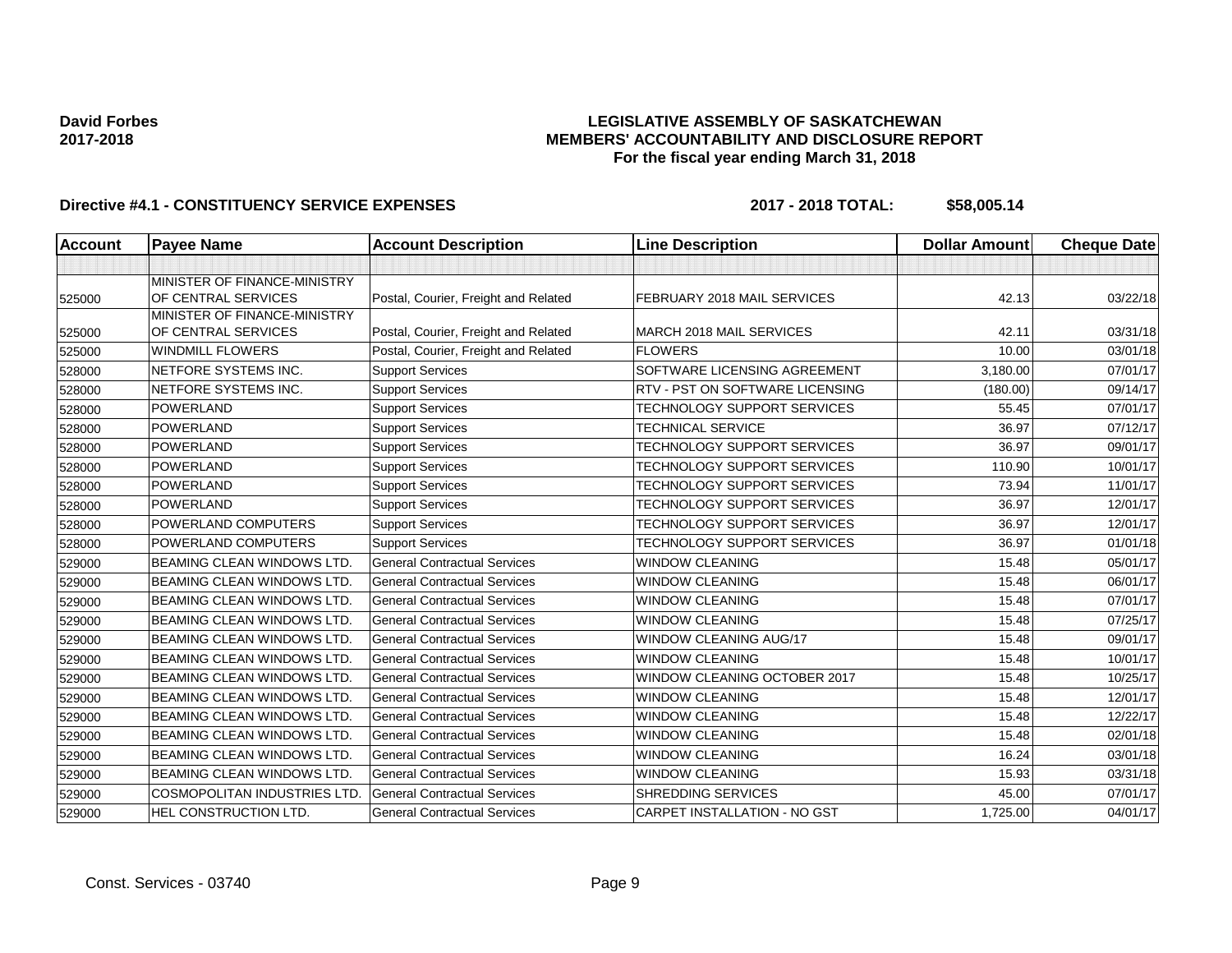**David Forbes**
**2017-2018**

**LEGISLATIVE ASSEMBLY OF SASKATCHEWAN**
**MEMBERS' ACCOUNTABILITY AND DISCLOSURE REPORT**
**For the fiscal year ending March 31, 2018**

**Directive #4.1 - CONSTITUENCY SERVICE EXPENSES** **2017 - 2018 TOTAL: $58,005.14**

| Account | Payee Name | Account Description | Line Description | Dollar Amount | Cheque Date |
|---|---|---|---|---|---|
| | | | | | |
| 525000 | MINISTER OF FINANCE-MINISTRY OF CENTRAL SERVICES | Postal, Courier, Freight and Related | FEBRUARY 2018 MAIL SERVICES | 42.13 | 03/22/18 |
| 525000 | MINISTER OF FINANCE-MINISTRY OF CENTRAL SERVICES | Postal, Courier, Freight and Related | MARCH 2018 MAIL SERVICES | 42.11 | 03/31/18 |
| 525000 | WINDMILL FLOWERS | Postal, Courier, Freight and Related | FLOWERS | 10.00 | 03/01/18 |
| 528000 | NETFORE SYSTEMS INC. | Support Services | SOFTWARE LICENSING AGREEMENT | 3,180.00 | 07/01/17 |
| 528000 | NETFORE SYSTEMS INC. | Support Services | RTV - PST ON SOFTWARE LICENSING | (180.00) | 09/14/17 |
| 528000 | POWERLAND | Support Services | TECHNOLOGY SUPPORT SERVICES | 55.45 | 07/01/17 |
| 528000 | POWERLAND | Support Services | TECHNICAL SERVICE | 36.97 | 07/12/17 |
| 528000 | POWERLAND | Support Services | TECHNOLOGY SUPPORT SERVICES | 36.97 | 09/01/17 |
| 528000 | POWERLAND | Support Services | TECHNOLOGY SUPPORT SERVICES | 110.90 | 10/01/17 |
| 528000 | POWERLAND | Support Services | TECHNOLOGY SUPPORT SERVICES | 73.94 | 11/01/17 |
| 528000 | POWERLAND | Support Services | TECHNOLOGY SUPPORT SERVICES | 36.97 | 12/01/17 |
| 528000 | POWERLAND COMPUTERS | Support Services | TECHNOLOGY SUPPORT SERVICES | 36.97 | 12/01/17 |
| 528000 | POWERLAND COMPUTERS | Support Services | TECHNOLOGY SUPPORT SERVICES | 36.97 | 01/01/18 |
| 529000 | BEAMING CLEAN WINDOWS LTD. | General Contractual Services | WINDOW CLEANING | 15.48 | 05/01/17 |
| 529000 | BEAMING CLEAN WINDOWS LTD. | General Contractual Services | WINDOW CLEANING | 15.48 | 06/01/17 |
| 529000 | BEAMING CLEAN WINDOWS LTD. | General Contractual Services | WINDOW CLEANING | 15.48 | 07/01/17 |
| 529000 | BEAMING CLEAN WINDOWS LTD. | General Contractual Services | WINDOW CLEANING | 15.48 | 07/25/17 |
| 529000 | BEAMING CLEAN WINDOWS LTD. | General Contractual Services | WINDOW CLEANING AUG/17 | 15.48 | 09/01/17 |
| 529000 | BEAMING CLEAN WINDOWS LTD. | General Contractual Services | WINDOW CLEANING | 15.48 | 10/01/17 |
| 529000 | BEAMING CLEAN WINDOWS LTD. | General Contractual Services | WINDOW CLEANING OCTOBER 2017 | 15.48 | 10/25/17 |
| 529000 | BEAMING CLEAN WINDOWS LTD. | General Contractual Services | WINDOW CLEANING | 15.48 | 12/01/17 |
| 529000 | BEAMING CLEAN WINDOWS LTD. | General Contractual Services | WINDOW CLEANING | 15.48 | 12/22/17 |
| 529000 | BEAMING CLEAN WINDOWS LTD. | General Contractual Services | WINDOW CLEANING | 15.48 | 02/01/18 |
| 529000 | BEAMING CLEAN WINDOWS LTD. | General Contractual Services | WINDOW CLEANING | 16.24 | 03/01/18 |
| 529000 | BEAMING CLEAN WINDOWS LTD. | General Contractual Services | WINDOW CLEANING | 15.93 | 03/31/18 |
| 529000 | COSMOPOLITAN INDUSTRIES LTD. | General Contractual Services | SHREDDING SERVICES | 45.00 | 07/01/17 |
| 529000 | HEL CONSTRUCTION LTD. | General Contractual Services | CARPET INSTALLATION - NO GST | 1,725.00 | 04/01/17 |

Const. Services - 03740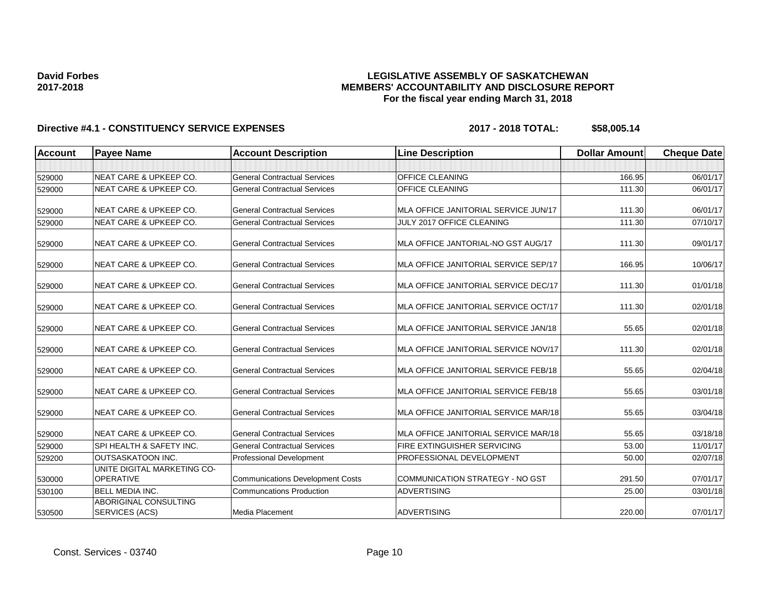**David Forbes**
**2017-2018**

**LEGISLATIVE ASSEMBLY OF SASKATCHEWAN**
**MEMBERS' ACCOUNTABILITY AND DISCLOSURE REPORT**
**For the fiscal year ending March 31, 2018**

**Directive #4.1 - CONSTITUENCY SERVICE EXPENSES** **2017 - 2018 TOTAL: $58,005.14**

| Account | Payee Name | Account Description | Line Description | Dollar Amount | Cheque Date |
|---|---|---|---|---|---|
| | | | | | |
| 529000 | NEAT CARE & UPKEEP CO. | General Contractual Services | OFFICE CLEANING | 166.95 | 06/01/17 |
| 529000 | NEAT CARE & UPKEEP CO. | General Contractual Services | OFFICE CLEANING | 111.30 | 06/01/17 |
| 529000 | NEAT CARE & UPKEEP CO. | General Contractual Services | MLA OFFICE JANITORIAL SERVICE JUN/17 | 111.30 | 06/01/17 |
| 529000 | NEAT CARE & UPKEEP CO. | General Contractual Services | JULY 2017 OFFICE CLEANING | 111.30 | 07/10/17 |
| 529000 | NEAT CARE & UPKEEP CO. | General Contractual Services | MLA OFFICE JANTORIAL-NO GST AUG/17 | 111.30 | 09/01/17 |
| 529000 | NEAT CARE & UPKEEP CO. | General Contractual Services | MLA OFFICE JANITORIAL SERVICE SEP/17 | 166.95 | 10/06/17 |
| 529000 | NEAT CARE & UPKEEP CO. | General Contractual Services | MLA OFFICE JANITORIAL SERVICE DEC/17 | 111.30 | 01/01/18 |
| 529000 | NEAT CARE & UPKEEP CO. | General Contractual Services | MLA OFFICE JANITORIAL SERVICE OCT/17 | 111.30 | 02/01/18 |
| 529000 | NEAT CARE & UPKEEP CO. | General Contractual Services | MLA OFFICE JANITORIAL SERVICE JAN/18 | 55.65 | 02/01/18 |
| 529000 | NEAT CARE & UPKEEP CO. | General Contractual Services | MLA OFFICE JANITORIAL SERVICE NOV/17 | 111.30 | 02/01/18 |
| 529000 | NEAT CARE & UPKEEP CO. | General Contractual Services | MLA OFFICE JANITORIAL SERVICE FEB/18 | 55.65 | 02/04/18 |
| 529000 | NEAT CARE & UPKEEP CO. | General Contractual Services | MLA OFFICE JANITORIAL SERVICE FEB/18 | 55.65 | 03/01/18 |
| 529000 | NEAT CARE & UPKEEP CO. | General Contractual Services | MLA OFFICE JANITORIAL SERVICE MAR/18 | 55.65 | 03/04/18 |
| 529000 | NEAT CARE & UPKEEP CO. | General Contractual Services | MLA OFFICE JANITORIAL SERVICE MAR/18 | 55.65 | 03/18/18 |
| 529000 | SPI HEALTH & SAFETY INC. | General Contractual Services | FIRE EXTINGUISHER SERVICING | 53.00 | 11/01/17 |
| 529200 | OUTSASKATOON INC. | Professional Development | PROFESSIONAL DEVELOPMENT | 50.00 | 02/07/18 |
| 530000 | UNITE DIGITAL MARKETING CO-OPERATIVE | Communications Development Costs | COMMUNICATION STRATEGY - NO GST | 291.50 | 07/01/17 |
| 530100 | BELL MEDIA INC. | Communcations Production | ADVERTISING | 25.00 | 03/01/18 |
| 530500 | ABORIGINAL CONSULTING SERVICES (ACS) | Media Placement | ADVERTISING | 220.00 | 07/01/17 |

Const. Services - 03740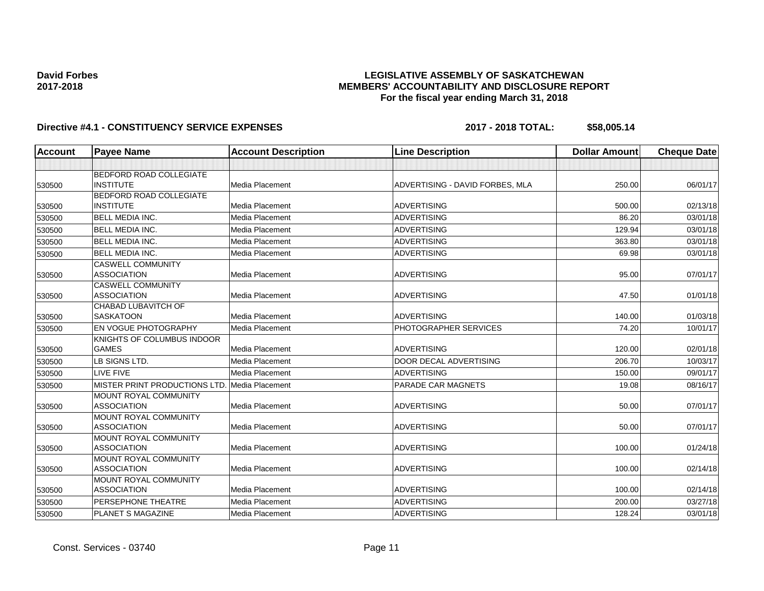**David Forbes**
**2017-2018**

# LEGISLATIVE ASSEMBLY OF SASKATCHEWAN
## MEMBERS' ACCOUNTABILITY AND DISCLOSURE REPORT
### For the fiscal year ending March 31, 2018

**Directive #4.1 - CONSTITUENCY SERVICE EXPENSES** **2017 - 2018 TOTAL: $58,005.14**

| Account | Payee Name | Account Description | Line Description | Dollar Amount | Cheque Date |
|---|---|---|---|---|---|
| | | | | | |
| 530500 | BEDFORD ROAD COLLEGIATE INSTITUTE | Media Placement | ADVERTISING - DAVID FORBES, MLA | 250.00 | 06/01/17 |
| 530500 | BEDFORD ROAD COLLEGIATE INSTITUTE | Media Placement | ADVERTISING | 500.00 | 02/13/18 |
| 530500 | BELL MEDIA INC. | Media Placement | ADVERTISING | 86.20 | 03/01/18 |
| 530500 | BELL MEDIA INC. | Media Placement | ADVERTISING | 129.94 | 03/01/18 |
| 530500 | BELL MEDIA INC. | Media Placement | ADVERTISING | 363.80 | 03/01/18 |
| 530500 | BELL MEDIA INC. | Media Placement | ADVERTISING | 69.98 | 03/01/18 |
| 530500 | CASWELL COMMUNITY ASSOCIATION | Media Placement | ADVERTISING | 95.00 | 07/01/17 |
| 530500 | CASWELL COMMUNITY ASSOCIATION | Media Placement | ADVERTISING | 47.50 | 01/01/18 |
| 530500 | CHABAD LUBAVITCH OF SASKATOON | Media Placement | ADVERTISING | 140.00 | 01/03/18 |
| 530500 | EN VOGUE PHOTOGRAPHY | Media Placement | PHOTOGRAPHER SERVICES | 74.20 | 10/01/17 |
| 530500 | KNIGHTS OF COLUMBUS INDOOR GAMES | Media Placement | ADVERTISING | 120.00 | 02/01/18 |
| 530500 | LB SIGNS LTD. | Media Placement | DOOR DECAL ADVERTISING | 206.70 | 10/03/17 |
| 530500 | LIVE FIVE | Media Placement | ADVERTISING | 150.00 | 09/01/17 |
| 530500 | MISTER PRINT PRODUCTIONS LTD. | Media Placement | PARADE CAR MAGNETS | 19.08 | 08/16/17 |
| 530500 | MOUNT ROYAL COMMUNITY ASSOCIATION | Media Placement | ADVERTISING | 50.00 | 07/01/17 |
| 530500 | MOUNT ROYAL COMMUNITY ASSOCIATION | Media Placement | ADVERTISING | 50.00 | 07/01/17 |
| 530500 | MOUNT ROYAL COMMUNITY ASSOCIATION | Media Placement | ADVERTISING | 100.00 | 01/24/18 |
| 530500 | MOUNT ROYAL COMMUNITY ASSOCIATION | Media Placement | ADVERTISING | 100.00 | 02/14/18 |
| 530500 | MOUNT ROYAL COMMUNITY ASSOCIATION | Media Placement | ADVERTISING | 100.00 | 02/14/18 |
| 530500 | PERSEPHONE THEATRE | Media Placement | ADVERTISING | 200.00 | 03/27/18 |
| 530500 | PLANET S MAGAZINE | Media Placement | ADVERTISING | 128.24 | 03/01/18 |

Const. Services - 03740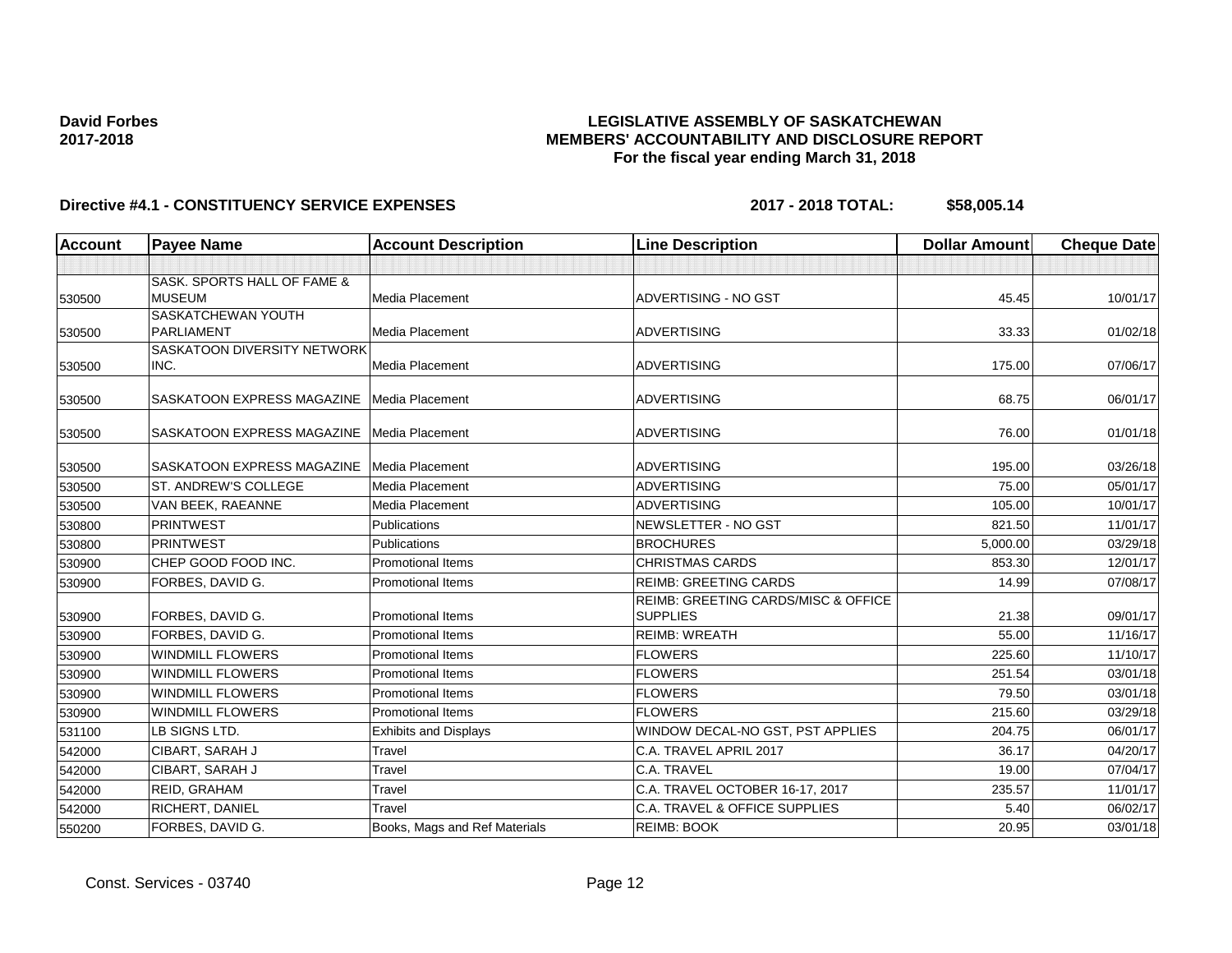**David Forbes**
**2017-2018**

**LEGISLATIVE ASSEMBLY OF SASKATCHEWAN**
**MEMBERS' ACCOUNTABILITY AND DISCLOSURE REPORT**
**For the fiscal year ending March 31, 2018**

**Directive #4.1 - CONSTITUENCY SERVICE EXPENSES** **2017 - 2018 TOTAL: $58,005.14**

| Account | Payee Name | Account Description | Line Description | Dollar Amount | Cheque Date |
|---|---|---|---|---|---|
| | | | | | |
| 530500 | SASK. SPORTS HALL OF FAME & MUSEUM | Media Placement | ADVERTISING - NO GST | 45.45 | 10/01/17 |
| 530500 | SASKATCHEWAN YOUTH PARLIAMENT | Media Placement | ADVERTISING | 33.33 | 01/02/18 |
| 530500 | SASKATOON DIVERSITY NETWORK INC. | Media Placement | ADVERTISING | 175.00 | 07/06/17 |
| 530500 | SASKATOON EXPRESS MAGAZINE | Media Placement | ADVERTISING | 68.75 | 06/01/17 |
| 530500 | SASKATOON EXPRESS MAGAZINE | Media Placement | ADVERTISING | 76.00 | 01/01/18 |
| 530500 | SASKATOON EXPRESS MAGAZINE | Media Placement | ADVERTISING | 195.00 | 03/26/18 |
| 530500 | ST. ANDREW'S COLLEGE | Media Placement | ADVERTISING | 75.00 | 05/01/17 |
| 530500 | VAN BEEK, RAEANNE | Media Placement | ADVERTISING | 105.00 | 10/01/17 |
| 530800 | PRINTWEST | Publications | NEWSLETTER - NO GST | 821.50 | 11/01/17 |
| 530800 | PRINTWEST | Publications | BROCHURES | 5,000.00 | 03/29/18 |
| 530900 | CHEP GOOD FOOD INC. | Promotional Items | CHRISTMAS CARDS | 853.30 | 12/01/17 |
| 530900 | FORBES, DAVID G. | Promotional Items | REIMB: GREETING CARDS | 14.99 | 07/08/17 |
| 530900 | FORBES, DAVID G. | Promotional Items | REIMB: GREETING CARDS/MISC & OFFICE SUPPLIES | 21.38 | 09/01/17 |
| 530900 | FORBES, DAVID G. | Promotional Items | REIMB: WREATH | 55.00 | 11/16/17 |
| 530900 | WINDMILL FLOWERS | Promotional Items | FLOWERS | 225.60 | 11/10/17 |
| 530900 | WINDMILL FLOWERS | Promotional Items | FLOWERS | 251.54 | 03/01/18 |
| 530900 | WINDMILL FLOWERS | Promotional Items | FLOWERS | 79.50 | 03/01/18 |
| 530900 | WINDMILL FLOWERS | Promotional Items | FLOWERS | 215.60 | 03/29/18 |
| 531100 | LB SIGNS LTD. | Exhibits and Displays | WINDOW DECAL-NO GST, PST APPLIES | 204.75 | 06/01/17 |
| 542000 | CIBART, SARAH J | Travel | C.A. TRAVEL APRIL 2017 | 36.17 | 04/20/17 |
| 542000 | CIBART, SARAH J | Travel | C.A. TRAVEL | 19.00 | 07/04/17 |
| 542000 | REID, GRAHAM | Travel | C.A. TRAVEL OCTOBER 16-17, 2017 | 235.57 | 11/01/17 |
| 542000 | RICHERT, DANIEL | Travel | C.A. TRAVEL & OFFICE SUPPLIES | 5.40 | 06/02/17 |
| 550200 | FORBES, DAVID G. | Books, Mags and Ref Materials | REIMB: BOOK | 20.95 | 03/01/18 |

Const. Services - 03740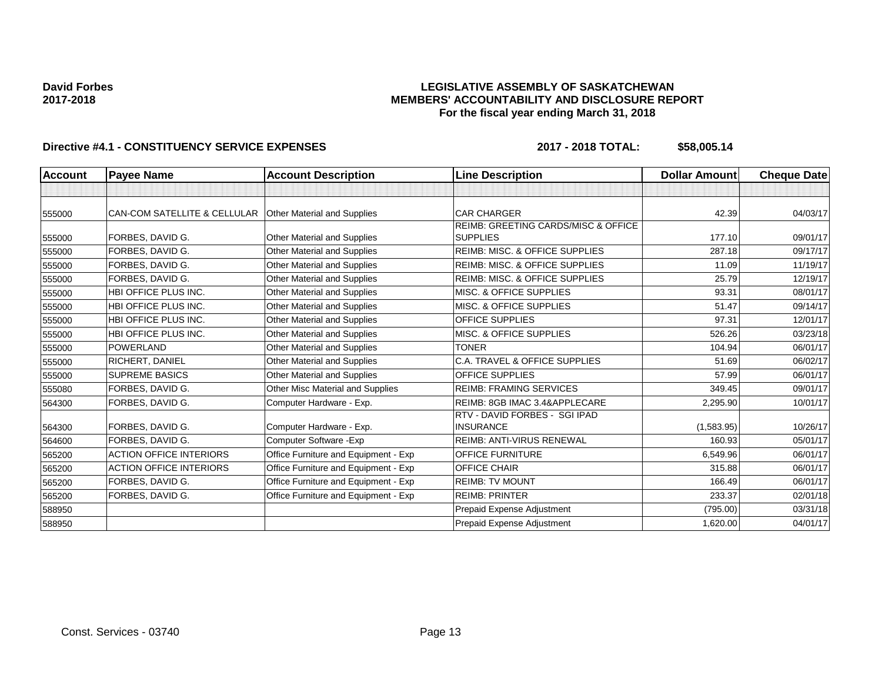**David Forbes**
**2017-2018**

**LEGISLATIVE ASSEMBLY OF SASKATCHEWAN**
**MEMBERS' ACCOUNTABILITY AND DISCLOSURE REPORT**
**For the fiscal year ending March 31, 2018**

**Directive #4.1 - CONSTITUENCY SERVICE EXPENSES** **2017 - 2018 TOTAL: $58,005.14**

| Account | Payee Name | Account Description | Line Description | Dollar Amount | Cheque Date |
|---|---|---|---|---|---|
| | | | | | |
| 555000 | CAN-COM SATELLITE & CELLULAR | Other Material and Supplies | CAR CHARGER | 42.39 | 04/03/17 |
| 555000 | FORBES, DAVID G. | Other Material and Supplies | REIMB: GREETING CARDS/MISC & OFFICE SUPPLIES | 177.10 | 09/01/17 |
| 555000 | FORBES, DAVID G. | Other Material and Supplies | REIMB: MISC. & OFFICE SUPPLIES | 287.18 | 09/17/17 |
| 555000 | FORBES, DAVID G. | Other Material and Supplies | REIMB: MISC. & OFFICE SUPPLIES | 11.09 | 11/19/17 |
| 555000 | FORBES, DAVID G. | Other Material and Supplies | REIMB: MISC. & OFFICE SUPPLIES | 25.79 | 12/19/17 |
| 555000 | HBI OFFICE PLUS INC. | Other Material and Supplies | MISC. & OFFICE SUPPLIES | 93.31 | 08/01/17 |
| 555000 | HBI OFFICE PLUS INC. | Other Material and Supplies | MISC. & OFFICE SUPPLIES | 51.47 | 09/14/17 |
| 555000 | HBI OFFICE PLUS INC. | Other Material and Supplies | OFFICE SUPPLIES | 97.31 | 12/01/17 |
| 555000 | HBI OFFICE PLUS INC. | Other Material and Supplies | MISC. & OFFICE SUPPLIES | 526.26 | 03/23/18 |
| 555000 | POWERLAND | Other Material and Supplies | TONER | 104.94 | 06/01/17 |
| 555000 | RICHERT, DANIEL | Other Material and Supplies | C.A. TRAVEL & OFFICE SUPPLIES | 51.69 | 06/02/17 |
| 555000 | SUPREME BASICS | Other Material and Supplies | OFFICE SUPPLIES | 57.99 | 06/01/17 |
| 555080 | FORBES, DAVID G. | Other Misc Material and Supplies | REIMB: FRAMING SERVICES | 349.45 | 09/01/17 |
| 564300 | FORBES, DAVID G. | Computer Hardware - Exp. | REIMB: 8GB IMAC 3.4&APPLECARE | 2,295.90 | 10/01/17 |
| 564300 | FORBES, DAVID G. | Computer Hardware - Exp. | RTV - DAVID FORBES - SGI IPAD INSURANCE | (1,583.95) | 10/26/17 |
| 564600 | FORBES, DAVID G. | Computer Software -Exp | REIMB: ANTI-VIRUS RENEWAL | 160.93 | 05/01/17 |
| 565200 | ACTION OFFICE INTERIORS | Office Furniture and Equipment - Exp | OFFICE FURNITURE | 6,549.96 | 06/01/17 |
| 565200 | ACTION OFFICE INTERIORS | Office Furniture and Equipment - Exp | OFFICE CHAIR | 315.88 | 06/01/17 |
| 565200 | FORBES, DAVID G. | Office Furniture and Equipment - Exp | REIMB: TV MOUNT | 166.49 | 06/01/17 |
| 565200 | FORBES, DAVID G. | Office Furniture and Equipment - Exp | REIMB: PRINTER | 233.37 | 02/01/18 |
| 588950 | | | Prepaid Expense Adjustment | (795.00) | 03/31/18 |
| 588950 | | | Prepaid Expense Adjustment | 1,620.00 | 04/01/17 |

Const. Services - 03740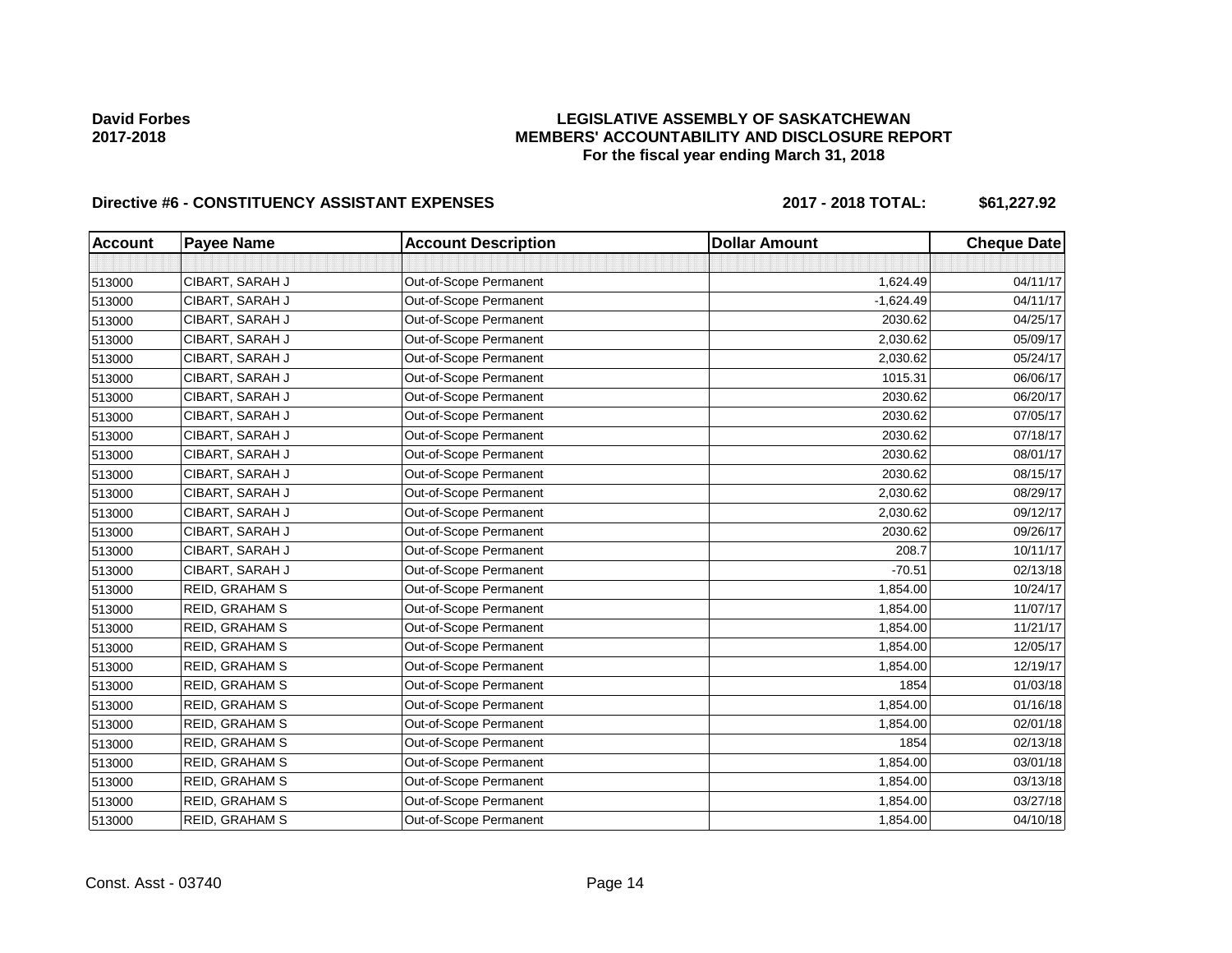**David Forbes**
**2017-2018**

**LEGISLATIVE ASSEMBLY OF SASKATCHEWAN**
**MEMBERS' ACCOUNTABILITY AND DISCLOSURE REPORT**
**For the fiscal year ending March 31, 2018**

**Directive #6 - CONSTITUENCY ASSISTANT EXPENSES** **2017 - 2018 TOTAL: $61,227.92**

| Account | Payee Name | Account Description | Dollar Amount | Cheque Date |
|---|---|---|---|---|
| | | | | |
| 513000 | CIBART, SARAH J | Out-of-Scope Permanent | 1,624.49 | 04/11/17 |
| 513000 | CIBART, SARAH J | Out-of-Scope Permanent | -1,624.49 | 04/11/17 |
| 513000 | CIBART, SARAH J | Out-of-Scope Permanent | 2030.62 | 04/25/17 |
| 513000 | CIBART, SARAH J | Out-of-Scope Permanent | 2,030.62 | 05/09/17 |
| 513000 | CIBART, SARAH J | Out-of-Scope Permanent | 2,030.62 | 05/24/17 |
| 513000 | CIBART, SARAH J | Out-of-Scope Permanent | 1015.31 | 06/06/17 |
| 513000 | CIBART, SARAH J | Out-of-Scope Permanent | 2030.62 | 06/20/17 |
| 513000 | CIBART, SARAH J | Out-of-Scope Permanent | 2030.62 | 07/05/17 |
| 513000 | CIBART, SARAH J | Out-of-Scope Permanent | 2030.62 | 07/18/17 |
| 513000 | CIBART, SARAH J | Out-of-Scope Permanent | 2030.62 | 08/01/17 |
| 513000 | CIBART, SARAH J | Out-of-Scope Permanent | 2030.62 | 08/15/17 |
| 513000 | CIBART, SARAH J | Out-of-Scope Permanent | 2,030.62 | 08/29/17 |
| 513000 | CIBART, SARAH J | Out-of-Scope Permanent | 2,030.62 | 09/12/17 |
| 513000 | CIBART, SARAH J | Out-of-Scope Permanent | 2030.62 | 09/26/17 |
| 513000 | CIBART, SARAH J | Out-of-Scope Permanent | 208.7 | 10/11/17 |
| 513000 | CIBART, SARAH J | Out-of-Scope Permanent | -70.51 | 02/13/18 |
| 513000 | REID, GRAHAM S | Out-of-Scope Permanent | 1,854.00 | 10/24/17 |
| 513000 | REID, GRAHAM S | Out-of-Scope Permanent | 1,854.00 | 11/07/17 |
| 513000 | REID, GRAHAM S | Out-of-Scope Permanent | 1,854.00 | 11/21/17 |
| 513000 | REID, GRAHAM S | Out-of-Scope Permanent | 1,854.00 | 12/05/17 |
| 513000 | REID, GRAHAM S | Out-of-Scope Permanent | 1,854.00 | 12/19/17 |
| 513000 | REID, GRAHAM S | Out-of-Scope Permanent | 1854 | 01/03/18 |
| 513000 | REID, GRAHAM S | Out-of-Scope Permanent | 1,854.00 | 01/16/18 |
| 513000 | REID, GRAHAM S | Out-of-Scope Permanent | 1,854.00 | 02/01/18 |
| 513000 | REID, GRAHAM S | Out-of-Scope Permanent | 1854 | 02/13/18 |
| 513000 | REID, GRAHAM S | Out-of-Scope Permanent | 1,854.00 | 03/01/18 |
| 513000 | REID, GRAHAM S | Out-of-Scope Permanent | 1,854.00 | 03/13/18 |
| 513000 | REID, GRAHAM S | Out-of-Scope Permanent | 1,854.00 | 03/27/18 |
| 513000 | REID, GRAHAM S | Out-of-Scope Permanent | 1,854.00 | 04/10/18 |

Const. Asst - 03740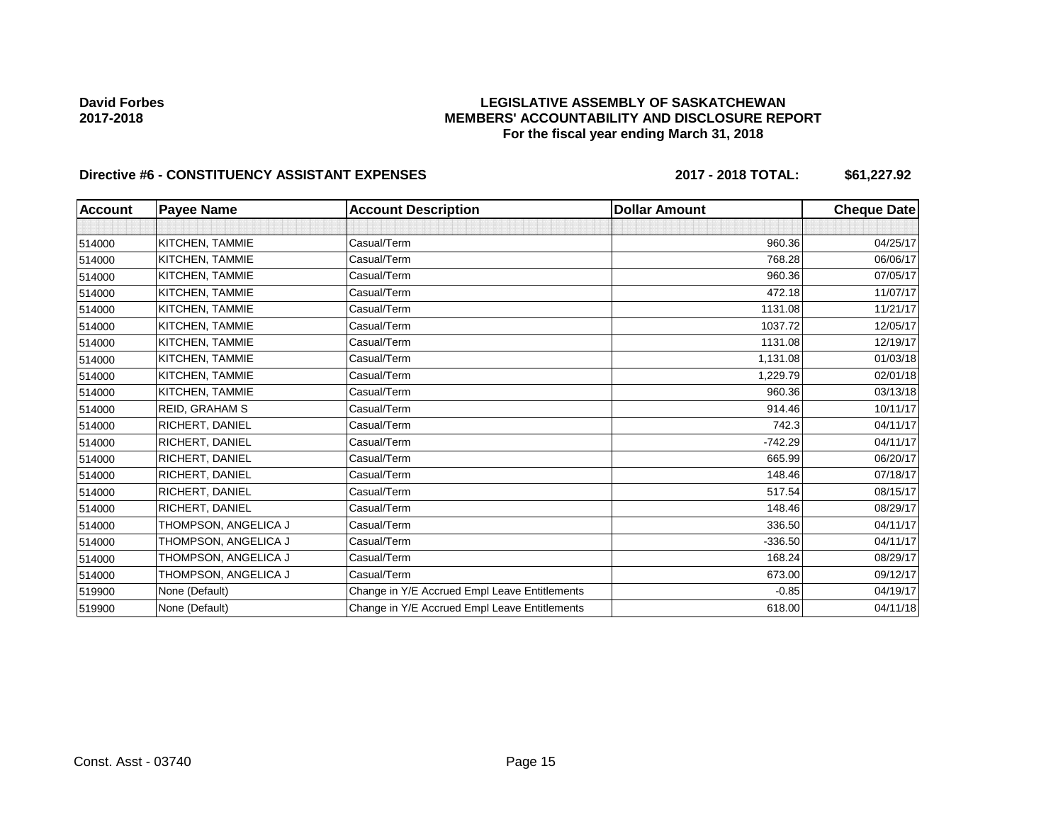**David Forbes**
**2017-2018**

**LEGISLATIVE ASSEMBLY OF SASKATCHEWAN**
**MEMBERS' ACCOUNTABILITY AND DISCLOSURE REPORT**
**For the fiscal year ending March 31, 2018**

**Directive #6 - CONSTITUENCY ASSISTANT EXPENSES** **2017 - 2018 TOTAL: $61,227.92**

| Account | Payee Name | Account Description | Dollar Amount | Cheque Date |
|---|---|---|---|---|
| | | | | |
| 514000 | KITCHEN, TAMMIE | Casual/Term | 960.36 | 04/25/17 |
| 514000 | KITCHEN, TAMMIE | Casual/Term | 768.28 | 06/06/17 |
| 514000 | KITCHEN, TAMMIE | Casual/Term | 960.36 | 07/05/17 |
| 514000 | KITCHEN, TAMMIE | Casual/Term | 472.18 | 11/07/17 |
| 514000 | KITCHEN, TAMMIE | Casual/Term | 1131.08 | 11/21/17 |
| 514000 | KITCHEN, TAMMIE | Casual/Term | 1037.72 | 12/05/17 |
| 514000 | KITCHEN, TAMMIE | Casual/Term | 1131.08 | 12/19/17 |
| 514000 | KITCHEN, TAMMIE | Casual/Term | 1,131.08 | 01/03/18 |
| 514000 | KITCHEN, TAMMIE | Casual/Term | 1,229.79 | 02/01/18 |
| 514000 | KITCHEN, TAMMIE | Casual/Term | 960.36 | 03/13/18 |
| 514000 | REID, GRAHAM S | Casual/Term | 914.46 | 10/11/17 |
| 514000 | RICHERT, DANIEL | Casual/Term | 742.3 | 04/11/17 |
| 514000 | RICHERT, DANIEL | Casual/Term | -742.29 | 04/11/17 |
| 514000 | RICHERT, DANIEL | Casual/Term | 665.99 | 06/20/17 |
| 514000 | RICHERT, DANIEL | Casual/Term | 148.46 | 07/18/17 |
| 514000 | RICHERT, DANIEL | Casual/Term | 517.54 | 08/15/17 |
| 514000 | RICHERT, DANIEL | Casual/Term | 148.46 | 08/29/17 |
| 514000 | THOMPSON, ANGELICA J | Casual/Term | 336.50 | 04/11/17 |
| 514000 | THOMPSON, ANGELICA J | Casual/Term | -336.50 | 04/11/17 |
| 514000 | THOMPSON, ANGELICA J | Casual/Term | 168.24 | 08/29/17 |
| 514000 | THOMPSON, ANGELICA J | Casual/Term | 673.00 | 09/12/17 |
| 519900 | None (Default) | Change in Y/E Accrued Empl Leave Entitlements | -0.85 | 04/19/17 |
| 519900 | None (Default) | Change in Y/E Accrued Empl Leave Entitlements | 618.00 | 04/11/18 |

Const. Asst - 03740